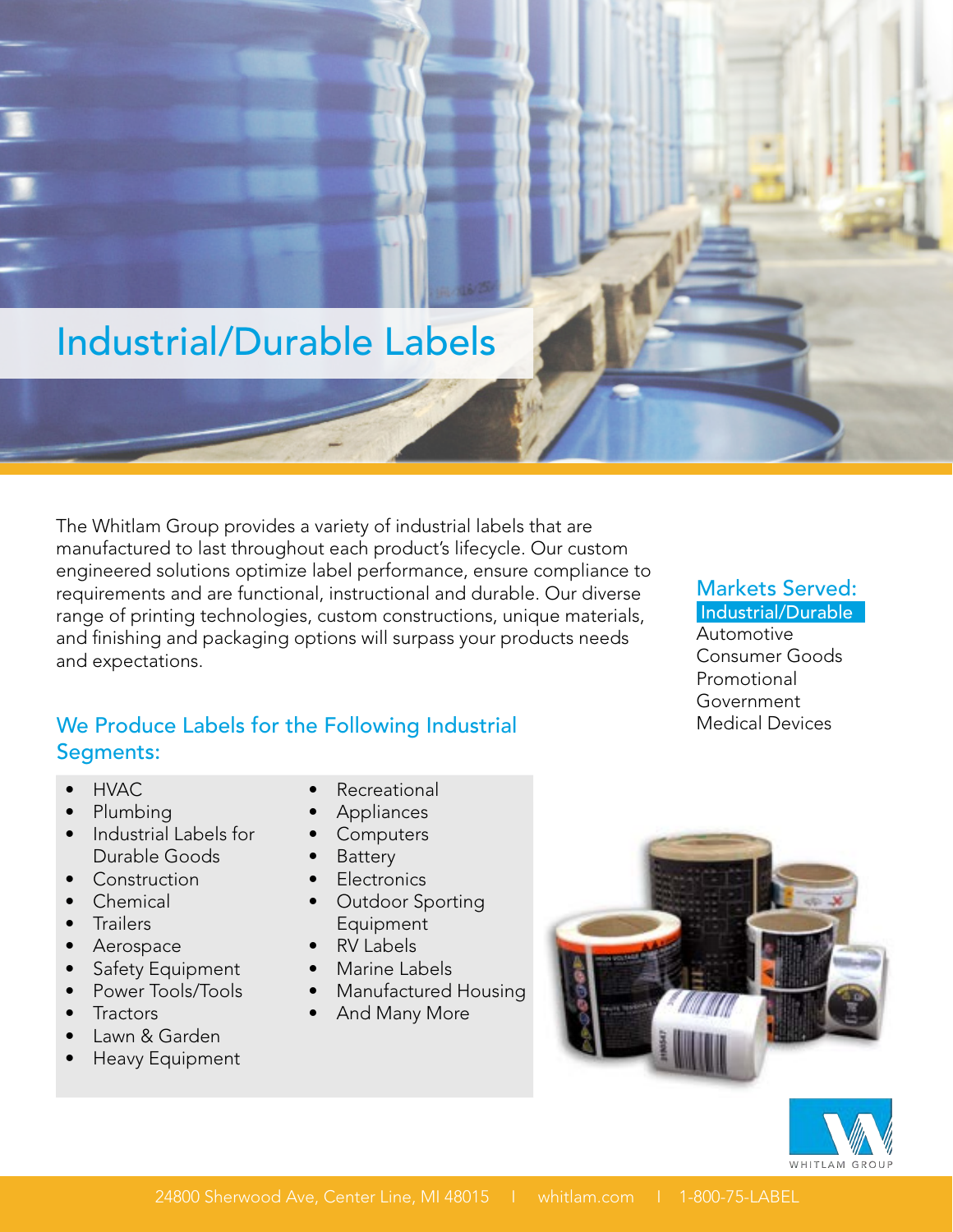# Industrial/Durable Labels

The Whitlam Group provides a variety of industrial labels that are manufactured to last throughout each product's lifecycle. Our custom engineered solutions optimize label performance, ensure compliance to requirements and are functional, instructional and durable. Our diverse range of printing technologies, custom constructions, unique materials, and finishing and packaging options will surpass your products needs and expectations.

## Markets Served:

**Industrial/Durable**
Automotive
Consumer Goods
Promotional
Government
Medical Devices

## We Produce Labels for the Following Industrial Segments:

- HVAC
- Plumbing
- Industrial Labels for Durable Goods
- Construction
- Chemical
- Trailers
- Aerospace
- Safety Equipment
- Power Tools/Tools
- Tractors
- Lawn & Garden
- Heavy Equipment
- Recreational
- Appliances
- Computers
- Battery
- Electronics
- Outdoor Sporting Equipment
- RV Labels
- Marine Labels
- Manufactured Housing
- And Many More

WHITLAM GROUP

24800 Sherwood Ave, Center Line, MI 48015 | whitlam.com | 1-800-75-LABEL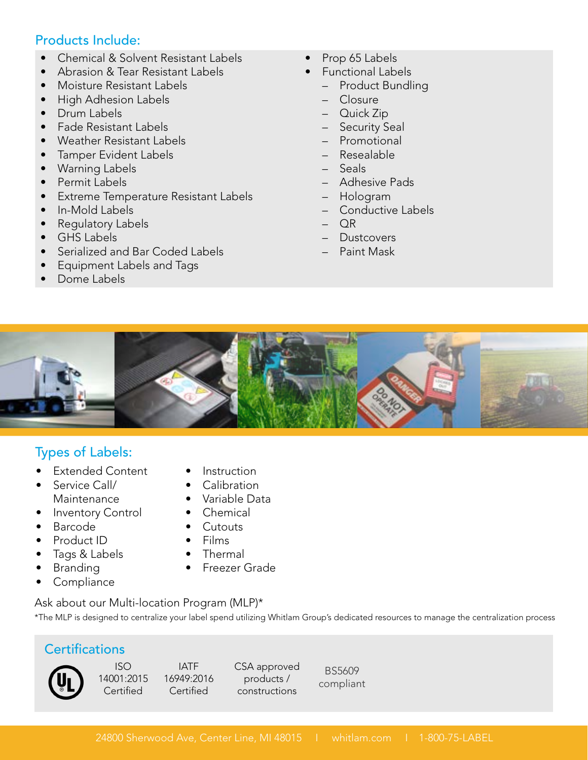## Products Include:

- Chemical & Solvent Resistant Labels
- Abrasion & Tear Resistant Labels
- Moisture Resistant Labels
- High Adhesion Labels
- Drum Labels
- Fade Resistant Labels
- Weather Resistant Labels
- Tamper Evident Labels
- Warning Labels
- Permit Labels
- Extreme Temperature Resistant Labels
- In-Mold Labels
- Regulatory Labels
- GHS Labels
- Serialized and Bar Coded Labels
- Equipment Labels and Tags
- Dome Labels
- Prop 65 Labels
- Functional Labels
  - Product Bundling
  - Closure
  - Quick Zip
  - Security Seal
  - Promotional
  - Resealable
  - Seals
  - Adhesive Pads
  - Hologram
  - Conductive Labels
  - QR
  - Dustcovers
  - Paint Mask

## Types of Labels:

- Extended Content
- Service Call/ Maintenance
- Inventory Control
- Barcode
- Product ID
- Tags & Labels
- Branding
- Compliance
- Instruction
- Calibration
- Variable Data
- Chemical
- Cutouts
- Films
- Thermal
- Freezer Grade

Ask about our Multi-location Program (MLP)*

*The MLP is designed to centralize your label spend utilizing Whitlam Group's dedicated resources to manage the centralization process

## Certifications

UL

ISO 14001:2015 Certified

IATF 16949:2016 Certified

CSA approved products / constructions

BS5609 compliant

24800 Sherwood Ave, Center Line, MI 48015 | whitlam.com | 1-800-75-LABEL